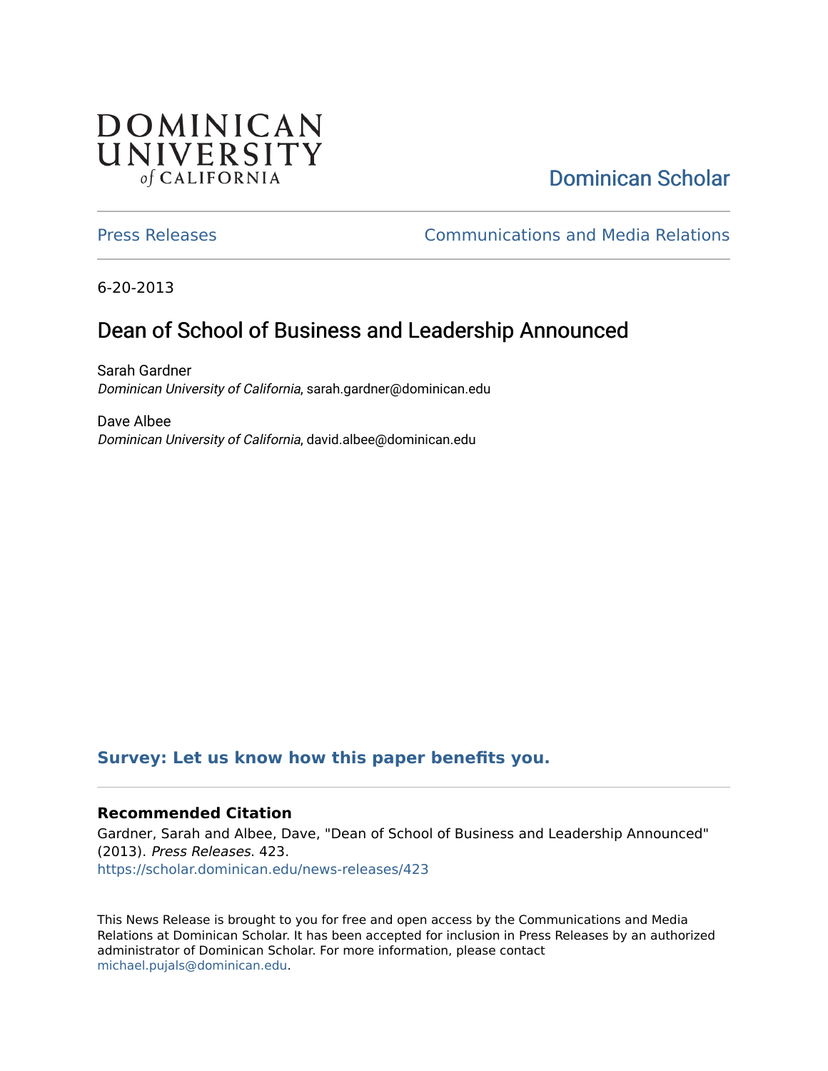DOMINICAN UNIVERSITY of CALIFORNIA

Dominican Scholar

Press Releases | Communications and Media Relations

6-20-2013

# Dean of School of Business and Leadership Announced

Sarah Gardner
*Dominican University of California*, sarah.gardner@dominican.edu

Dave Albee
*Dominican University of California*, david.albee@dominican.edu

**Survey: Let us know how this paper benefits you.**

### Recommended Citation

Gardner, Sarah and Albee, Dave, "Dean of School of Business and Leadership Announced" (2013). *Press Releases*. 423.
https://scholar.dominican.edu/news-releases/423

This News Release is brought to you for free and open access by the Communications and Media Relations at Dominican Scholar. It has been accepted for inclusion in Press Releases by an authorized administrator of Dominican Scholar. For more information, please contact michael.pujals@dominican.edu.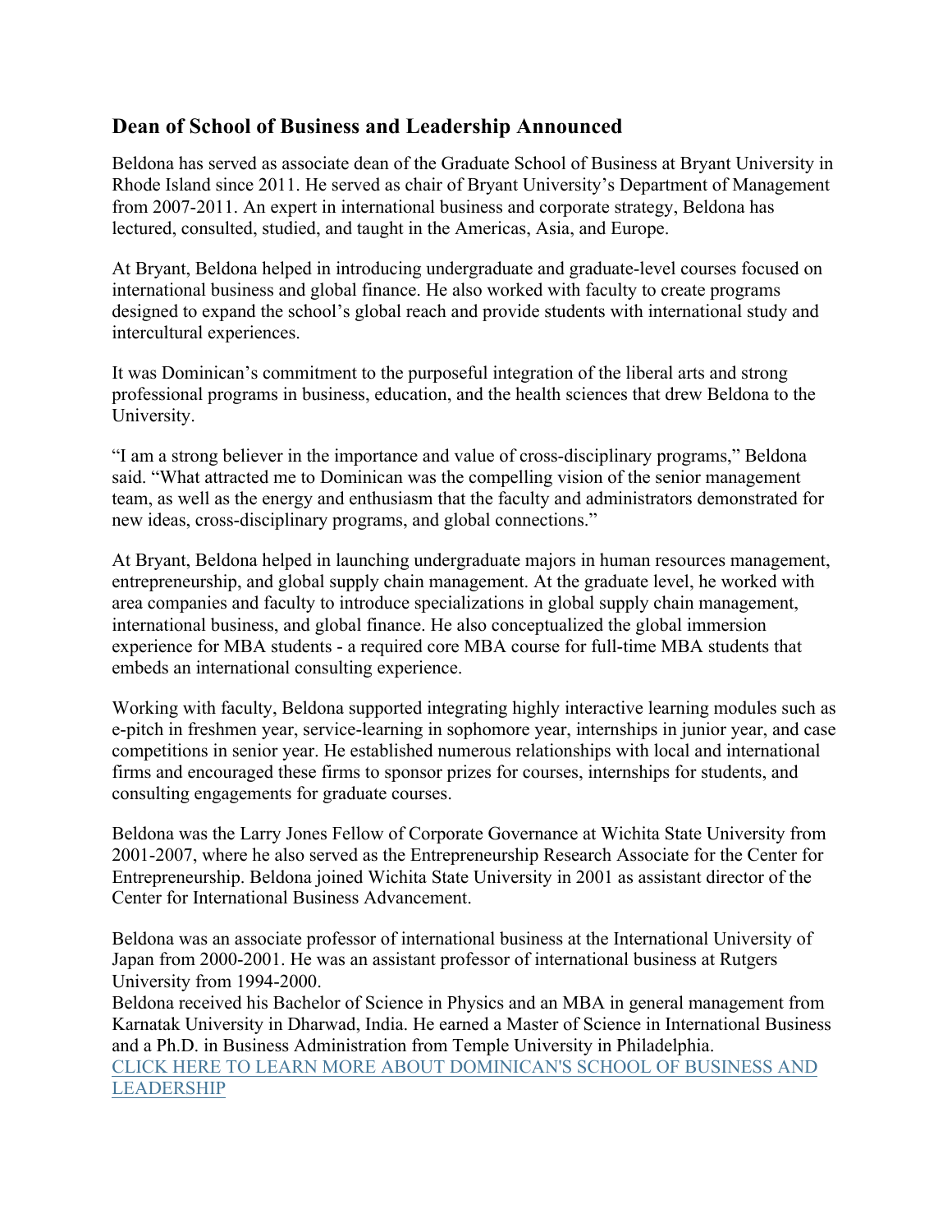## Dean of School of Business and Leadership Announced

Beldona has served as associate dean of the Graduate School of Business at Bryant University in Rhode Island since 2011. He served as chair of Bryant University's Department of Management from 2007-2011. An expert in international business and corporate strategy, Beldona has lectured, consulted, studied, and taught in the Americas, Asia, and Europe.

At Bryant, Beldona helped in introducing undergraduate and graduate-level courses focused on international business and global finance. He also worked with faculty to create programs designed to expand the school's global reach and provide students with international study and intercultural experiences.

It was Dominican's commitment to the purposeful integration of the liberal arts and strong professional programs in business, education, and the health sciences that drew Beldona to the University.

"I am a strong believer in the importance and value of cross-disciplinary programs," Beldona said. "What attracted me to Dominican was the compelling vision of the senior management team, as well as the energy and enthusiasm that the faculty and administrators demonstrated for new ideas, cross-disciplinary programs, and global connections."

At Bryant, Beldona helped in launching undergraduate majors in human resources management, entrepreneurship, and global supply chain management. At the graduate level, he worked with area companies and faculty to introduce specializations in global supply chain management, international business, and global finance. He also conceptualized the global immersion experience for MBA students - a required core MBA course for full-time MBA students that embeds an international consulting experience.

Working with faculty, Beldona supported integrating highly interactive learning modules such as e-pitch in freshmen year, service-learning in sophomore year, internships in junior year, and case competitions in senior year. He established numerous relationships with local and international firms and encouraged these firms to sponsor prizes for courses, internships for students, and consulting engagements for graduate courses.

Beldona was the Larry Jones Fellow of Corporate Governance at Wichita State University from 2001-2007, where he also served as the Entrepreneurship Research Associate for the Center for Entrepreneurship. Beldona joined Wichita State University in 2001 as assistant director of the Center for International Business Advancement.

Beldona was an associate professor of international business at the International University of Japan from 2000-2001. He was an assistant professor of international business at Rutgers University from 1994-2000.

Beldona received his Bachelor of Science in Physics and an MBA in general management from Karnatak University in Dharwad, India. He earned a Master of Science in International Business and a Ph.D. in Business Administration from Temple University in Philadelphia.

CLICK HERE TO LEARN MORE ABOUT DOMINICAN'S SCHOOL OF BUSINESS AND LEADERSHIP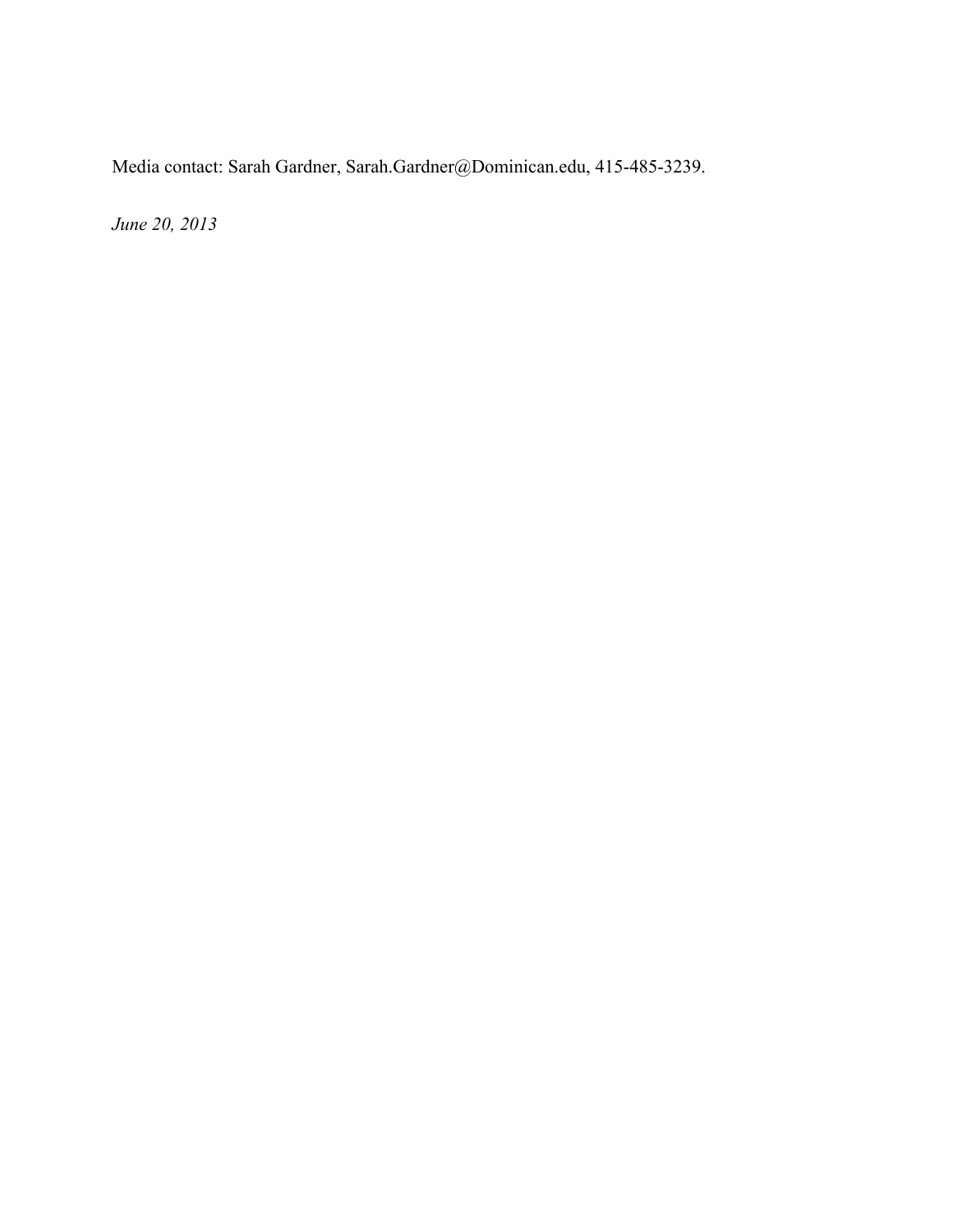Media contact: Sarah Gardner, Sarah.Gardner@Dominican.edu, 415-485-3239.

*June 20, 2013*